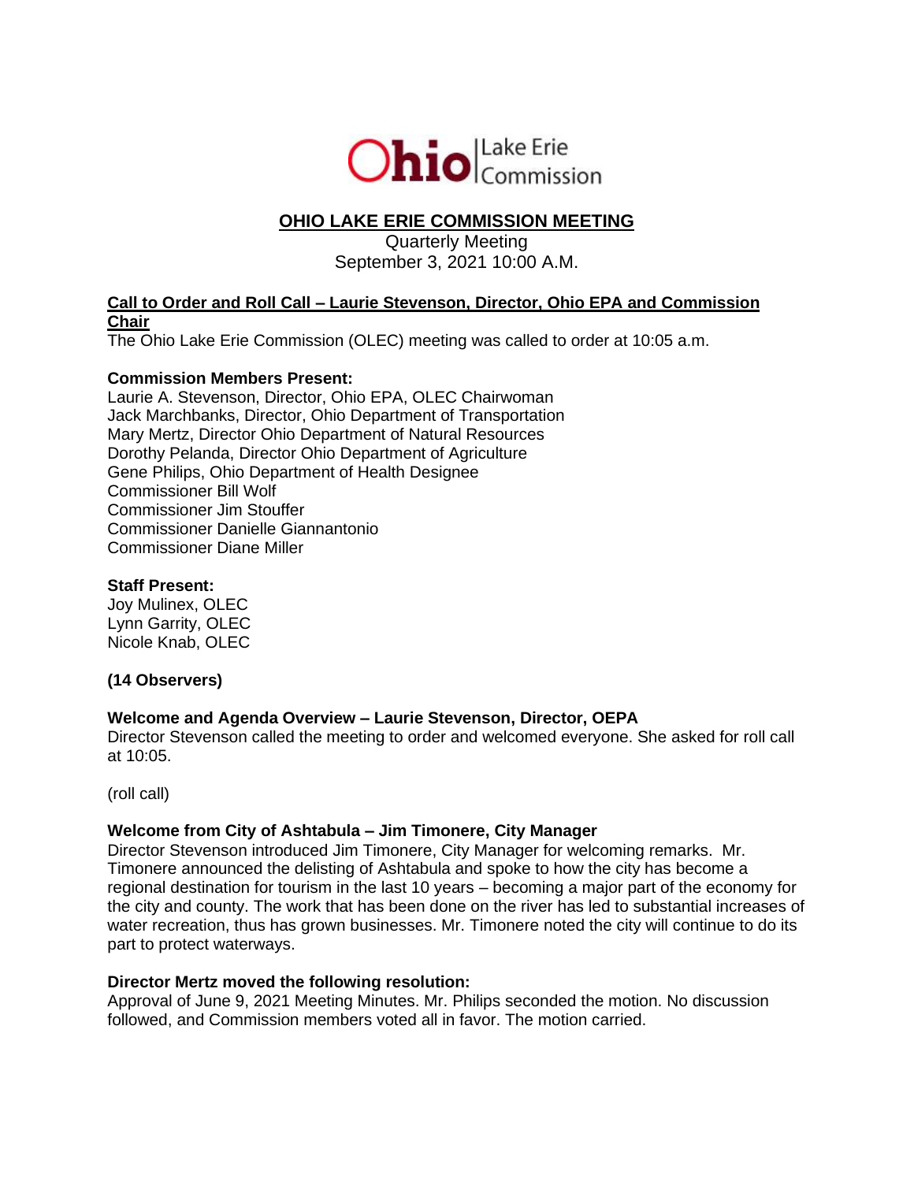Ohio | Lake Erie Commission

# OHIO LAKE ERIE COMMISSION MEETING

Quarterly Meeting
September 3, 2021 10:00 A.M.

**Call to Order and Roll Call – Laurie Stevenson, Director, Ohio EPA and Commission Chair**

The Ohio Lake Erie Commission (OLEC) meeting was called to order at 10:05 a.m.

**Commission Members Present:**
Laurie A. Stevenson, Director, Ohio EPA, OLEC Chairwoman
Jack Marchbanks, Director, Ohio Department of Transportation
Mary Mertz, Director Ohio Department of Natural Resources
Dorothy Pelanda, Director Ohio Department of Agriculture
Gene Philips, Ohio Department of Health Designee
Commissioner Bill Wolf
Commissioner Jim Stouffer
Commissioner Danielle Giannantonio
Commissioner Diane Miller

**Staff Present:**
Joy Mulinex, OLEC
Lynn Garrity, OLEC
Nicole Knab, OLEC

**(14 Observers)**

**Welcome and Agenda Overview – Laurie Stevenson, Director, OEPA**

Director Stevenson called the meeting to order and welcomed everyone. She asked for roll call at 10:05.

(roll call)

**Welcome from City of Ashtabula – Jim Timonere, City Manager**

Director Stevenson introduced Jim Timonere, City Manager for welcoming remarks. Mr. Timonere announced the delisting of Ashtabula and spoke to how the city has become a regional destination for tourism in the last 10 years – becoming a major part of the economy for the city and county. The work that has been done on the river has led to substantial increases of water recreation, thus has grown businesses. Mr. Timonere noted the city will continue to do its part to protect waterways.

**Director Mertz moved the following resolution:**

Approval of June 9, 2021 Meeting Minutes. Mr. Philips seconded the motion. No discussion followed, and Commission members voted all in favor. The motion carried.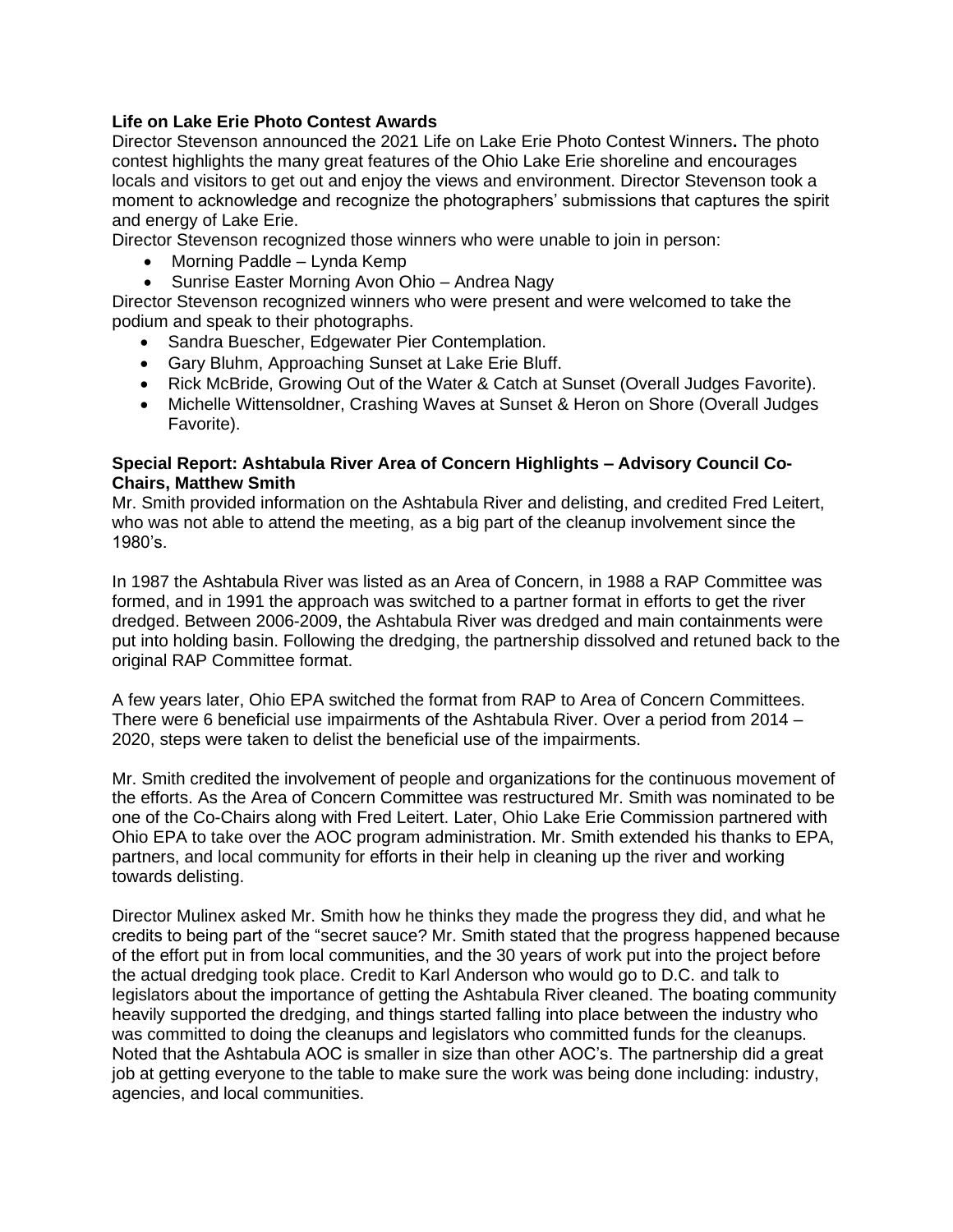**Life on Lake Erie Photo Contest Awards**

Director Stevenson announced the 2021 Life on Lake Erie Photo Contest Winners**.** The photo contest highlights the many great features of the Ohio Lake Erie shoreline and encourages locals and visitors to get out and enjoy the views and environment. Director Stevenson took a moment to acknowledge and recognize the photographers' submissions that captures the spirit and energy of Lake Erie.

Director Stevenson recognized those winners who were unable to join in person:

- Morning Paddle – Lynda Kemp
- Sunrise Easter Morning Avon Ohio – Andrea Nagy

Director Stevenson recognized winners who were present and were welcomed to take the podium and speak to their photographs.

- Sandra Buescher, Edgewater Pier Contemplation.
- Gary Bluhm, Approaching Sunset at Lake Erie Bluff.
- Rick McBride, Growing Out of the Water & Catch at Sunset (Overall Judges Favorite).
- Michelle Wittensoldner, Crashing Waves at Sunset & Heron on Shore (Overall Judges Favorite).

**Special Report: Ashtabula River Area of Concern Highlights – Advisory Council Co-Chairs, Matthew Smith**

Mr. Smith provided information on the Ashtabula River and delisting, and credited Fred Leitert, who was not able to attend the meeting, as a big part of the cleanup involvement since the 1980's.

In 1987 the Ashtabula River was listed as an Area of Concern, in 1988 a RAP Committee was formed, and in 1991 the approach was switched to a partner format in efforts to get the river dredged. Between 2006-2009, the Ashtabula River was dredged and main containments were put into holding basin. Following the dredging, the partnership dissolved and retuned back to the original RAP Committee format.

A few years later, Ohio EPA switched the format from RAP to Area of Concern Committees. There were 6 beneficial use impairments of the Ashtabula River. Over a period from 2014 – 2020, steps were taken to delist the beneficial use of the impairments.

Mr. Smith credited the involvement of people and organizations for the continuous movement of the efforts. As the Area of Concern Committee was restructured Mr. Smith was nominated to be one of the Co-Chairs along with Fred Leitert. Later, Ohio Lake Erie Commission partnered with Ohio EPA to take over the AOC program administration. Mr. Smith extended his thanks to EPA, partners, and local community for efforts in their help in cleaning up the river and working towards delisting.

Director Mulinex asked Mr. Smith how he thinks they made the progress they did, and what he credits to being part of the "secret sauce? Mr. Smith stated that the progress happened because of the effort put in from local communities, and the 30 years of work put into the project before the actual dredging took place. Credit to Karl Anderson who would go to D.C. and talk to legislators about the importance of getting the Ashtabula River cleaned. The boating community heavily supported the dredging, and things started falling into place between the industry who was committed to doing the cleanups and legislators who committed funds for the cleanups. Noted that the Ashtabula AOC is smaller in size than other AOC's. The partnership did a great job at getting everyone to the table to make sure the work was being done including: industry, agencies, and local communities.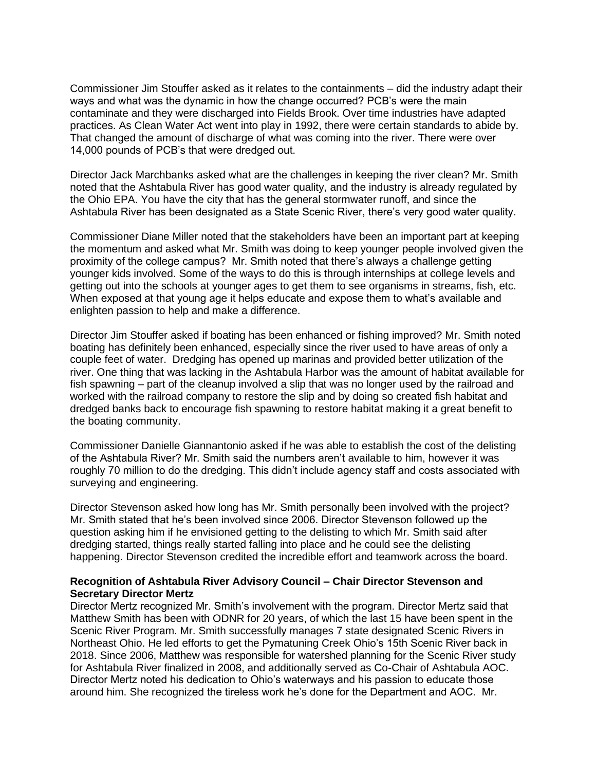Commissioner Jim Stouffer asked as it relates to the containments – did the industry adapt their ways and what was the dynamic in how the change occurred? PCB's were the main contaminate and they were discharged into Fields Brook. Over time industries have adapted practices. As Clean Water Act went into play in 1992, there were certain standards to abide by. That changed the amount of discharge of what was coming into the river. There were over 14,000 pounds of PCB's that were dredged out.

Director Jack Marchbanks asked what are the challenges in keeping the river clean? Mr. Smith noted that the Ashtabula River has good water quality, and the industry is already regulated by the Ohio EPA. You have the city that has the general stormwater runoff, and since the Ashtabula River has been designated as a State Scenic River, there's very good water quality.

Commissioner Diane Miller noted that the stakeholders have been an important part at keeping the momentum and asked what Mr. Smith was doing to keep younger people involved given the proximity of the college campus? Mr. Smith noted that there's always a challenge getting younger kids involved. Some of the ways to do this is through internships at college levels and getting out into the schools at younger ages to get them to see organisms in streams, fish, etc. When exposed at that young age it helps educate and expose them to what's available and enlighten passion to help and make a difference.

Director Jim Stouffer asked if boating has been enhanced or fishing improved? Mr. Smith noted boating has definitely been enhanced, especially since the river used to have areas of only a couple feet of water. Dredging has opened up marinas and provided better utilization of the river. One thing that was lacking in the Ashtabula Harbor was the amount of habitat available for fish spawning – part of the cleanup involved a slip that was no longer used by the railroad and worked with the railroad company to restore the slip and by doing so created fish habitat and dredged banks back to encourage fish spawning to restore habitat making it a great benefit to the boating community.

Commissioner Danielle Giannantonio asked if he was able to establish the cost of the delisting of the Ashtabula River? Mr. Smith said the numbers aren't available to him, however it was roughly 70 million to do the dredging. This didn't include agency staff and costs associated with surveying and engineering.

Director Stevenson asked how long has Mr. Smith personally been involved with the project? Mr. Smith stated that he's been involved since 2006. Director Stevenson followed up the question asking him if he envisioned getting to the delisting to which Mr. Smith said after dredging started, things really started falling into place and he could see the delisting happening. Director Stevenson credited the incredible effort and teamwork across the board.

**Recognition of Ashtabula River Advisory Council – Chair Director Stevenson and Secretary Director Mertz**

Director Mertz recognized Mr. Smith's involvement with the program. Director Mertz said that Matthew Smith has been with ODNR for 20 years, of which the last 15 have been spent in the Scenic River Program. Mr. Smith successfully manages 7 state designated Scenic Rivers in Northeast Ohio. He led efforts to get the Pymatuning Creek Ohio's 15th Scenic River back in 2018. Since 2006, Matthew was responsible for watershed planning for the Scenic River study for Ashtabula River finalized in 2008, and additionally served as Co-Chair of Ashtabula AOC. Director Mertz noted his dedication to Ohio's waterways and his passion to educate those around him. She recognized the tireless work he's done for the Department and AOC. Mr.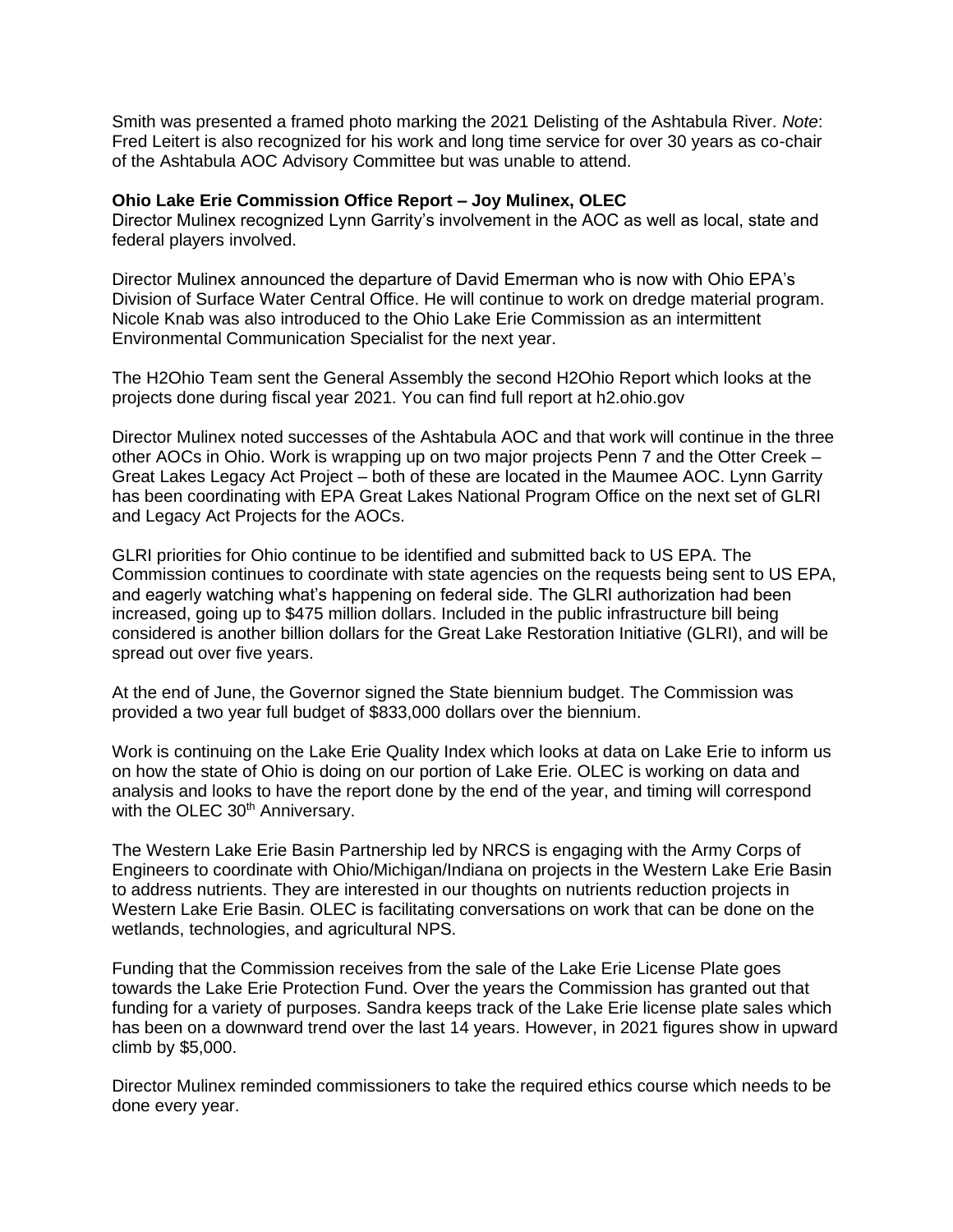Smith was presented a framed photo marking the 2021 Delisting of the Ashtabula River. *Note*: Fred Leitert is also recognized for his work and long time service for over 30 years as co-chair of the Ashtabula AOC Advisory Committee but was unable to attend.

**Ohio Lake Erie Commission Office Report – Joy Mulinex, OLEC**

Director Mulinex recognized Lynn Garrity's involvement in the AOC as well as local, state and federal players involved.

Director Mulinex announced the departure of David Emerman who is now with Ohio EPA's Division of Surface Water Central Office. He will continue to work on dredge material program. Nicole Knab was also introduced to the Ohio Lake Erie Commission as an intermittent Environmental Communication Specialist for the next year.

The H2Ohio Team sent the General Assembly the second H2Ohio Report which looks at the projects done during fiscal year 2021. You can find full report at h2.ohio.gov

Director Mulinex noted successes of the Ashtabula AOC and that work will continue in the three other AOCs in Ohio. Work is wrapping up on two major projects Penn 7 and the Otter Creek – Great Lakes Legacy Act Project – both of these are located in the Maumee AOC. Lynn Garrity has been coordinating with EPA Great Lakes National Program Office on the next set of GLRI and Legacy Act Projects for the AOCs.

GLRI priorities for Ohio continue to be identified and submitted back to US EPA. The Commission continues to coordinate with state agencies on the requests being sent to US EPA, and eagerly watching what's happening on federal side. The GLRI authorization had been increased, going up to $475 million dollars. Included in the public infrastructure bill being considered is another billion dollars for the Great Lake Restoration Initiative (GLRI), and will be spread out over five years.

At the end of June, the Governor signed the State biennium budget. The Commission was provided a two year full budget of $833,000 dollars over the biennium.

Work is continuing on the Lake Erie Quality Index which looks at data on Lake Erie to inform us on how the state of Ohio is doing on our portion of Lake Erie. OLEC is working on data and analysis and looks to have the report done by the end of the year, and timing will correspond with the OLEC 30th Anniversary.

The Western Lake Erie Basin Partnership led by NRCS is engaging with the Army Corps of Engineers to coordinate with Ohio/Michigan/Indiana on projects in the Western Lake Erie Basin to address nutrients. They are interested in our thoughts on nutrients reduction projects in Western Lake Erie Basin. OLEC is facilitating conversations on work that can be done on the wetlands, technologies, and agricultural NPS.

Funding that the Commission receives from the sale of the Lake Erie License Plate goes towards the Lake Erie Protection Fund. Over the years the Commission has granted out that funding for a variety of purposes. Sandra keeps track of the Lake Erie license plate sales which has been on a downward trend over the last 14 years. However, in 2021 figures show in upward climb by $5,000.

Director Mulinex reminded commissioners to take the required ethics course which needs to be done every year.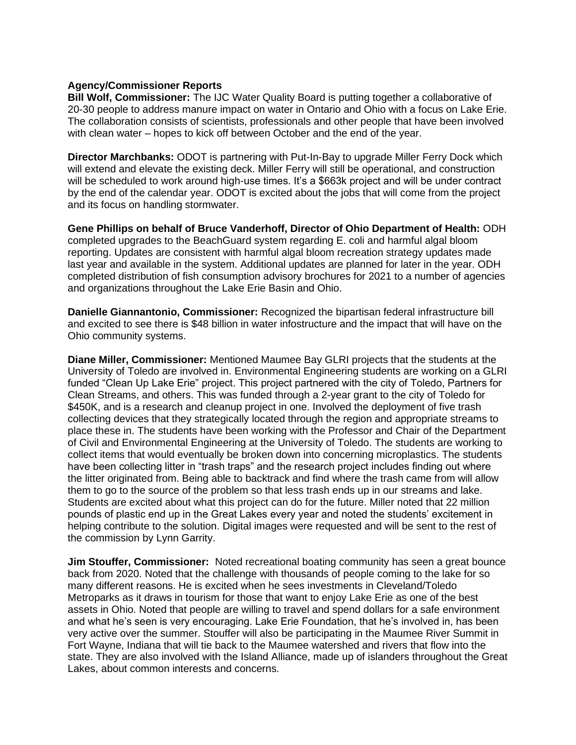**Agency/Commissioner Reports**

**Bill Wolf, Commissioner:** The IJC Water Quality Board is putting together a collaborative of 20-30 people to address manure impact on water in Ontario and Ohio with a focus on Lake Erie. The collaboration consists of scientists, professionals and other people that have been involved with clean water – hopes to kick off between October and the end of the year.

**Director Marchbanks:** ODOT is partnering with Put-In-Bay to upgrade Miller Ferry Dock which will extend and elevate the existing deck. Miller Ferry will still be operational, and construction will be scheduled to work around high-use times. It's a $663k project and will be under contract by the end of the calendar year. ODOT is excited about the jobs that will come from the project and its focus on handling stormwater.

**Gene Phillips on behalf of Bruce Vanderhoff, Director of Ohio Department of Health:** ODH completed upgrades to the BeachGuard system regarding E. coli and harmful algal bloom reporting. Updates are consistent with harmful algal bloom recreation strategy updates made last year and available in the system. Additional updates are planned for later in the year. ODH completed distribution of fish consumption advisory brochures for 2021 to a number of agencies and organizations throughout the Lake Erie Basin and Ohio.

**Danielle Giannantonio, Commissioner:** Recognized the bipartisan federal infrastructure bill and excited to see there is $48 billion in water infostructure and the impact that will have on the Ohio community systems.

**Diane Miller, Commissioner:** Mentioned Maumee Bay GLRI projects that the students at the University of Toledo are involved in. Environmental Engineering students are working on a GLRI funded "Clean Up Lake Erie" project. This project partnered with the city of Toledo, Partners for Clean Streams, and others. This was funded through a 2-year grant to the city of Toledo for $450K, and is a research and cleanup project in one. Involved the deployment of five trash collecting devices that they strategically located through the region and appropriate streams to place these in. The students have been working with the Professor and Chair of the Department of Civil and Environmental Engineering at the University of Toledo. The students are working to collect items that would eventually be broken down into concerning microplastics. The students have been collecting litter in "trash traps" and the research project includes finding out where the litter originated from. Being able to backtrack and find where the trash came from will allow them to go to the source of the problem so that less trash ends up in our streams and lake. Students are excited about what this project can do for the future. Miller noted that 22 million pounds of plastic end up in the Great Lakes every year and noted the students' excitement in helping contribute to the solution. Digital images were requested and will be sent to the rest of the commission by Lynn Garrity.

**Jim Stouffer, Commissioner:** Noted recreational boating community has seen a great bounce back from 2020. Noted that the challenge with thousands of people coming to the lake for so many different reasons. He is excited when he sees investments in Cleveland/Toledo Metroparks as it draws in tourism for those that want to enjoy Lake Erie as one of the best assets in Ohio. Noted that people are willing to travel and spend dollars for a safe environment and what he's seen is very encouraging. Lake Erie Foundation, that he's involved in, has been very active over the summer. Stouffer will also be participating in the Maumee River Summit in Fort Wayne, Indiana that will tie back to the Maumee watershed and rivers that flow into the state. They are also involved with the Island Alliance, made up of islanders throughout the Great Lakes, about common interests and concerns.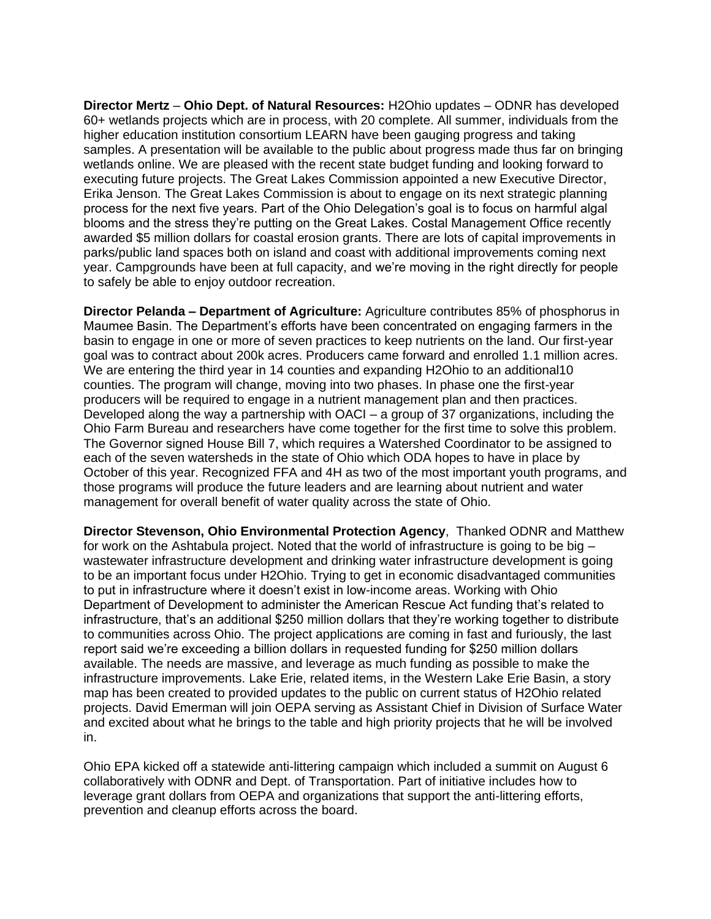**Director Mertz** – **Ohio Dept. of Natural Resources:** H2Ohio updates – ODNR has developed 60+ wetlands projects which are in process, with 20 complete. All summer, individuals from the higher education institution consortium LEARN have been gauging progress and taking samples. A presentation will be available to the public about progress made thus far on bringing wetlands online. We are pleased with the recent state budget funding and looking forward to executing future projects. The Great Lakes Commission appointed a new Executive Director, Erika Jenson. The Great Lakes Commission is about to engage on its next strategic planning process for the next five years. Part of the Ohio Delegation's goal is to focus on harmful algal blooms and the stress they're putting on the Great Lakes. Costal Management Office recently awarded $5 million dollars for coastal erosion grants. There are lots of capital improvements in parks/public land spaces both on island and coast with additional improvements coming next year. Campgrounds have been at full capacity, and we're moving in the right directly for people to safely be able to enjoy outdoor recreation.

**Director Pelanda – Department of Agriculture:** Agriculture contributes 85% of phosphorus in Maumee Basin. The Department's efforts have been concentrated on engaging farmers in the basin to engage in one or more of seven practices to keep nutrients on the land. Our first-year goal was to contract about 200k acres. Producers came forward and enrolled 1.1 million acres. We are entering the third year in 14 counties and expanding H2Ohio to an additional10 counties. The program will change, moving into two phases. In phase one the first-year producers will be required to engage in a nutrient management plan and then practices. Developed along the way a partnership with OACI – a group of 37 organizations, including the Ohio Farm Bureau and researchers have come together for the first time to solve this problem. The Governor signed House Bill 7, which requires a Watershed Coordinator to be assigned to each of the seven watersheds in the state of Ohio which ODA hopes to have in place by October of this year. Recognized FFA and 4H as two of the most important youth programs, and those programs will produce the future leaders and are learning about nutrient and water management for overall benefit of water quality across the state of Ohio.

**Director Stevenson, Ohio Environmental Protection Agency**, Thanked ODNR and Matthew for work on the Ashtabula project. Noted that the world of infrastructure is going to be big – wastewater infrastructure development and drinking water infrastructure development is going to be an important focus under H2Ohio. Trying to get in economic disadvantaged communities to put in infrastructure where it doesn't exist in low-income areas. Working with Ohio Department of Development to administer the American Rescue Act funding that's related to infrastructure, that's an additional $250 million dollars that they're working together to distribute to communities across Ohio. The project applications are coming in fast and furiously, the last report said we're exceeding a billion dollars in requested funding for $250 million dollars available. The needs are massive, and leverage as much funding as possible to make the infrastructure improvements. Lake Erie, related items, in the Western Lake Erie Basin, a story map has been created to provided updates to the public on current status of H2Ohio related projects. David Emerman will join OEPA serving as Assistant Chief in Division of Surface Water and excited about what he brings to the table and high priority projects that he will be involved in.

Ohio EPA kicked off a statewide anti-littering campaign which included a summit on August 6 collaboratively with ODNR and Dept. of Transportation. Part of initiative includes how to leverage grant dollars from OEPA and organizations that support the anti-littering efforts, prevention and cleanup efforts across the board.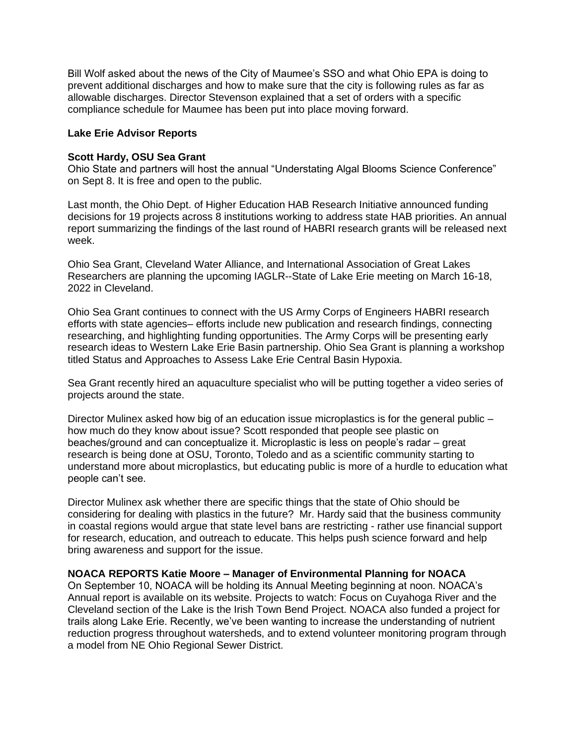Bill Wolf asked about the news of the City of Maumee's SSO and what Ohio EPA is doing to prevent additional discharges and how to make sure that the city is following rules as far as allowable discharges. Director Stevenson explained that a set of orders with a specific compliance schedule for Maumee has been put into place moving forward.

**Lake Erie Advisor Reports**

**Scott Hardy, OSU Sea Grant**
Ohio State and partners will host the annual "Understating Algal Blooms Science Conference" on Sept 8. It is free and open to the public.

Last month, the Ohio Dept. of Higher Education HAB Research Initiative announced funding decisions for 19 projects across 8 institutions working to address state HAB priorities. An annual report summarizing the findings of the last round of HABRI research grants will be released next week.

Ohio Sea Grant, Cleveland Water Alliance, and International Association of Great Lakes Researchers are planning the upcoming IAGLR--State of Lake Erie meeting on March 16-18, 2022 in Cleveland.

Ohio Sea Grant continues to connect with the US Army Corps of Engineers HABRI research efforts with state agencies– efforts include new publication and research findings, connecting researching, and highlighting funding opportunities. The Army Corps will be presenting early research ideas to Western Lake Erie Basin partnership. Ohio Sea Grant is planning a workshop titled Status and Approaches to Assess Lake Erie Central Basin Hypoxia.

Sea Grant recently hired an aquaculture specialist who will be putting together a video series of projects around the state.

Director Mulinex asked how big of an education issue microplastics is for the general public – how much do they know about issue? Scott responded that people see plastic on beaches/ground and can conceptualize it. Microplastic is less on people's radar – great research is being done at OSU, Toronto, Toledo and as a scientific community starting to understand more about microplastics, but educating public is more of a hurdle to education what people can't see.

Director Mulinex ask whether there are specific things that the state of Ohio should be considering for dealing with plastics in the future? Mr. Hardy said that the business community in coastal regions would argue that state level bans are restricting - rather use financial support for research, education, and outreach to educate. This helps push science forward and help bring awareness and support for the issue.

**NOACA REPORTS Katie Moore – Manager of Environmental Planning for NOACA**
On September 10, NOACA will be holding its Annual Meeting beginning at noon. NOACA's Annual report is available on its website. Projects to watch: Focus on Cuyahoga River and the Cleveland section of the Lake is the Irish Town Bend Project. NOACA also funded a project for trails along Lake Erie. Recently, we've been wanting to increase the understanding of nutrient reduction progress throughout watersheds, and to extend volunteer monitoring program through a model from NE Ohio Regional Sewer District.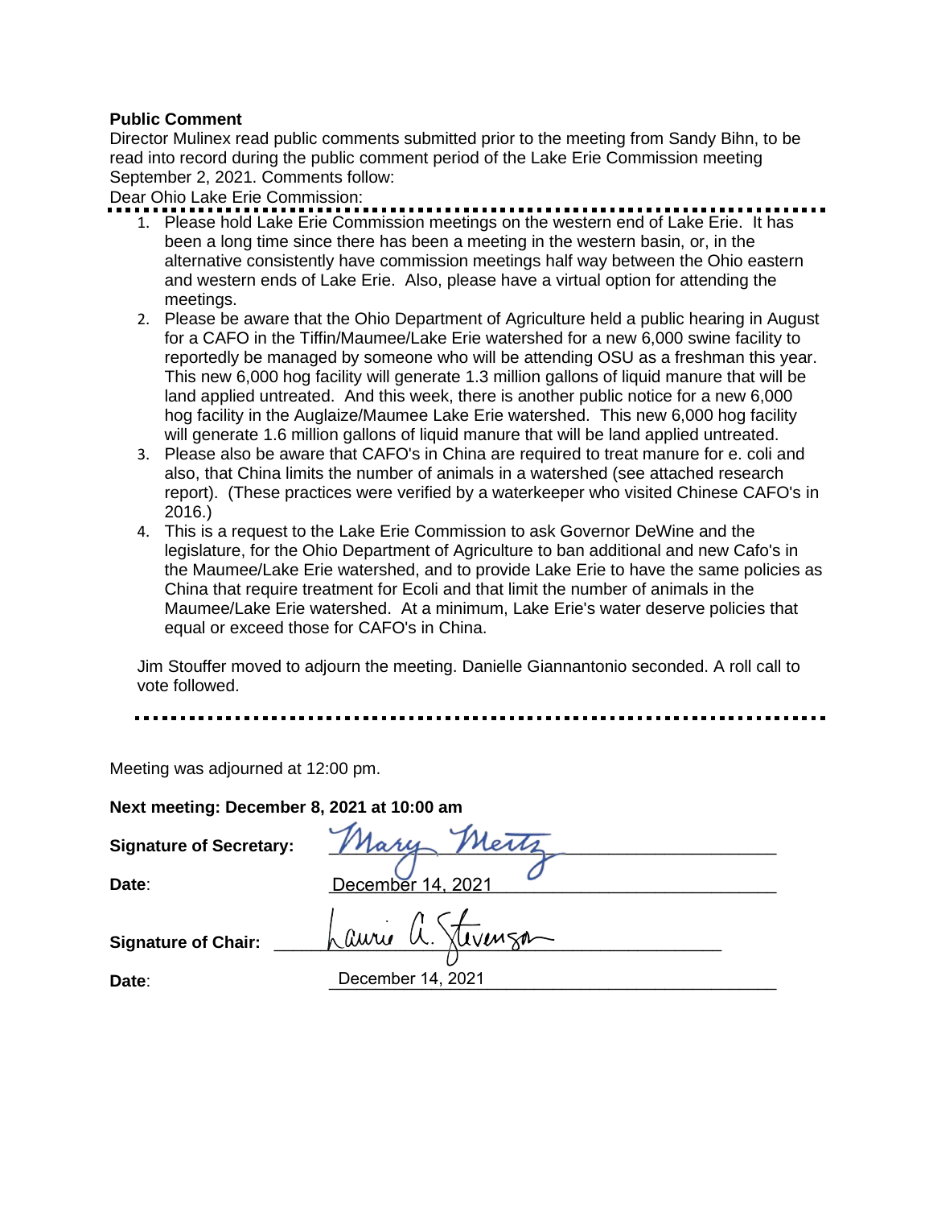**Public Comment**

Director Mulinex read public comments submitted prior to the meeting from Sandy Bihn, to be read into record during the public comment period of the Lake Erie Commission meeting September 2, 2021. Comments follow:

Dear Ohio Lake Erie Commission:

1. Please hold Lake Erie Commission meetings on the western end of Lake Erie. It has been a long time since there has been a meeting in the western basin, or, in the alternative consistently have commission meetings half way between the Ohio eastern and western ends of Lake Erie. Also, please have a virtual option for attending the meetings.
2. Please be aware that the Ohio Department of Agriculture held a public hearing in August for a CAFO in the Tiffin/Maumee/Lake Erie watershed for a new 6,000 swine facility to reportedly be managed by someone who will be attending OSU as a freshman this year. This new 6,000 hog facility will generate 1.3 million gallons of liquid manure that will be land applied untreated. And this week, there is another public notice for a new 6,000 hog facility in the Auglaize/Maumee Lake Erie watershed. This new 6,000 hog facility will generate 1.6 million gallons of liquid manure that will be land applied untreated.
3. Please also be aware that CAFO's in China are required to treat manure for e. coli and also, that China limits the number of animals in a watershed (see attached research report). (These practices were verified by a waterkeeper who visited Chinese CAFO's in 2016.)
4. This is a request to the Lake Erie Commission to ask Governor DeWine and the legislature, for the Ohio Department of Agriculture to ban additional and new Cafo's in the Maumee/Lake Erie watershed, and to provide Lake Erie to have the same policies as China that require treatment for Ecoli and that limit the number of animals in the Maumee/Lake Erie watershed. At a minimum, Lake Erie's water deserve policies that equal or exceed those for CAFO's in China.

Jim Stouffer moved to adjourn the meeting. Danielle Giannantonio seconded. A roll call to vote followed.

Meeting was adjourned at 12:00 pm.

**Next meeting: December 8, 2021 at 10:00 am**

**Signature of Secretary:** Mary Mertz

**Date**: December 14, 2021

**Signature of Chair:** Laurie A. Stevenson

**Date**: December 14, 2021